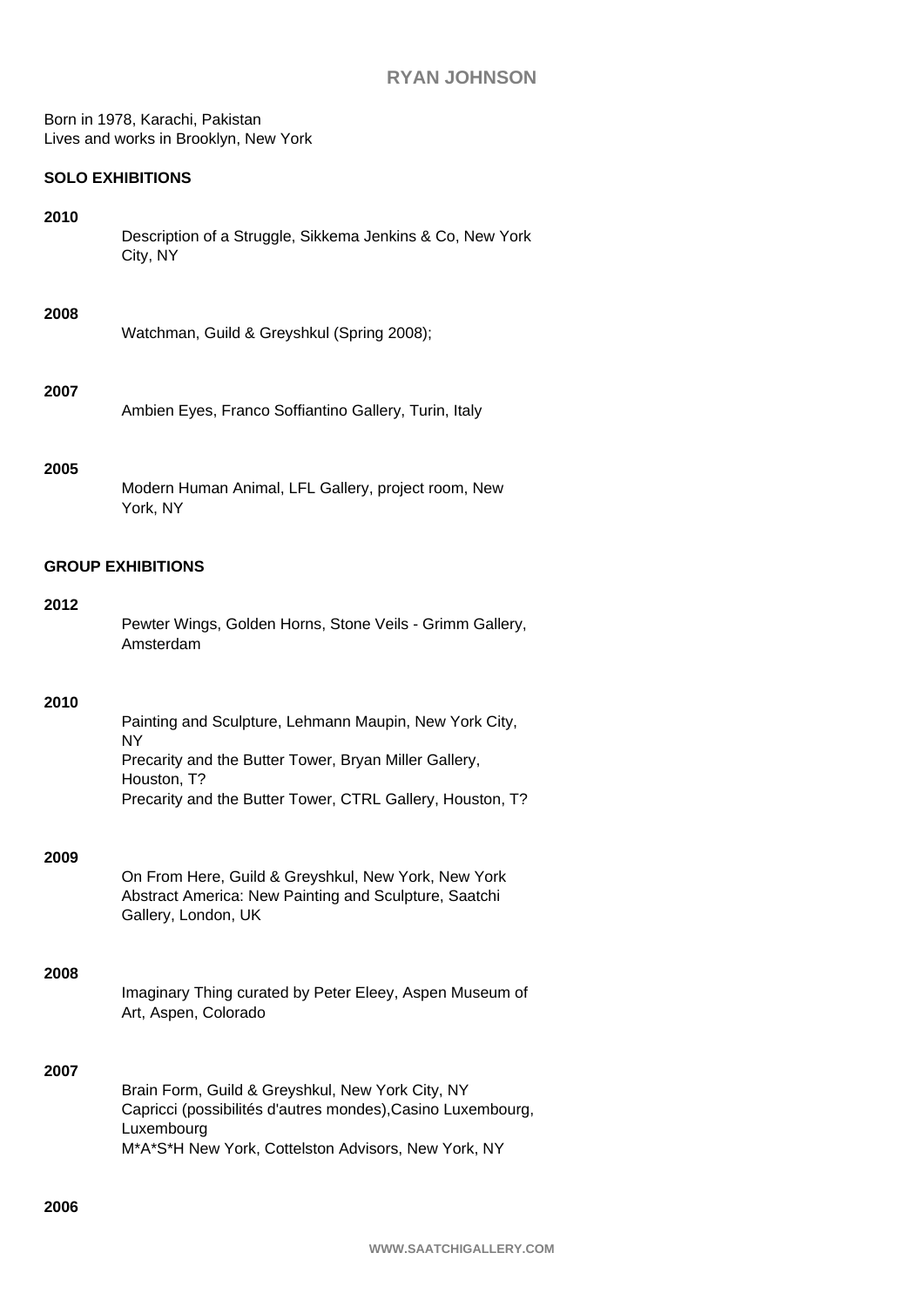# RYAN JOHNSON

Born in 1978, Karachi, Pakistan
Lives and works in Brooklyn, New York

## SOLO EXHIBITIONS

**2010**

Description of a Struggle, Sikkema Jenkins & Co, New York City, NY

**2008**

Watchman, Guild & Greyshkul (Spring 2008);

**2007**

Ambien Eyes, Franco Soffiantino Gallery, Turin, Italy

**2005**

Modern Human Animal, LFL Gallery, project room, New York, NY

## GROUP EXHIBITIONS

**2012**

Pewter Wings, Golden Horns, Stone Veils - Grimm Gallery, Amsterdam

**2010**

Painting and Sculpture, Lehmann Maupin, New York City, NY
Precarity and the Butter Tower, Bryan Miller Gallery, Houston, T?
Precarity and the Butter Tower, CTRL Gallery, Houston, T?

**2009**

On From Here, Guild & Greyshkul, New York, New York
Abstract America: New Painting and Sculpture, Saatchi Gallery, London, UK

**2008**

Imaginary Thing curated by Peter Eleey, Aspen Museum of Art, Aspen, Colorado

**2007**

Brain Form, Guild & Greyshkul, New York City, NY
Capricci (possibilités d'autres mondes),Casino Luxembourg, Luxembourg
M*A*S*H New York, Cottelston Advisors, New York, NY

**2006**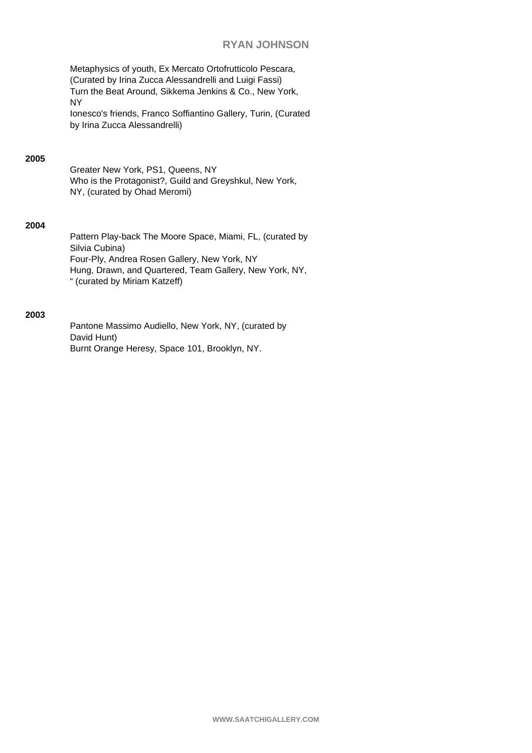Metaphysics of youth, Ex Mercato Ortofrutticolo Pescara, (Curated by Irina Zucca Alessandrelli and Luigi Fassi)
Turn the Beat Around, Sikkema Jenkins & Co., New York, NY
Ionesco's friends, Franco Soffiantino Gallery, Turin, (Curated by Irina Zucca Alessandrelli)

**2005**

Greater New York, PS1, Queens, NY
Who is the Protagonist?, Guild and Greyshkul, New York, NY, (curated by Ohad Meromi)

**2004**

Pattern Play-back The Moore Space, Miami, FL, (curated by Silvia Cubina)
Four-Ply, Andrea Rosen Gallery, New York, NY
Hung, Drawn, and Quartered, Team Gallery, New York, NY, " (curated by Miriam Katzeff)

**2003**

Pantone Massimo Audiello, New York, NY, (curated by David Hunt)
Burnt Orange Heresy, Space 101, Brooklyn, NY.